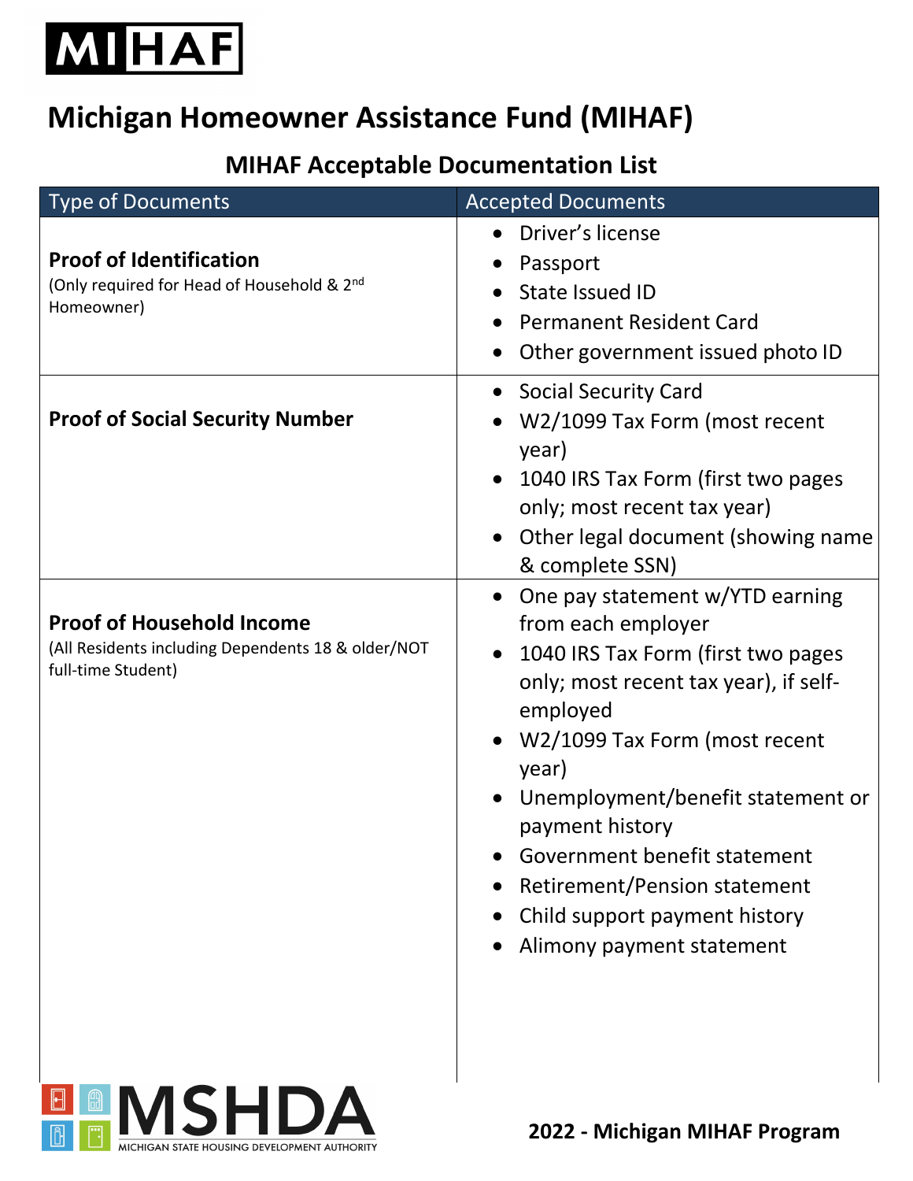# Michigan Homeowner Assistance Fund (MIHAF)

## MIHAF Acceptable Documentation List

| Type of Documents | Accepted Documents |
|---|---|
| **Proof of Identification** (Only required for Head of Household & 2nd Homeowner) | • Driver's license<br>• Passport<br>• State Issued ID<br>• Permanent Resident Card<br>• Other government issued photo ID |
| **Proof of Social Security Number** | • Social Security Card<br>• W2/1099 Tax Form (most recent year)<br>• 1040 IRS Tax Form (first two pages only; most recent tax year)<br>• Other legal document (showing name & complete SSN) |
| **Proof of Household Income** (All Residents including Dependents 18 & older/NOT full-time Student) | • One pay statement w/YTD earning from each employer<br>• 1040 IRS Tax Form (first two pages only; most recent tax year), if self-employed<br>• W2/1099 Tax Form (most recent year)<br>• Unemployment/benefit statement or payment history<br>• Government benefit statement<br>• Retirement/Pension statement<br>• Child support payment history<br>• Alimony payment statement |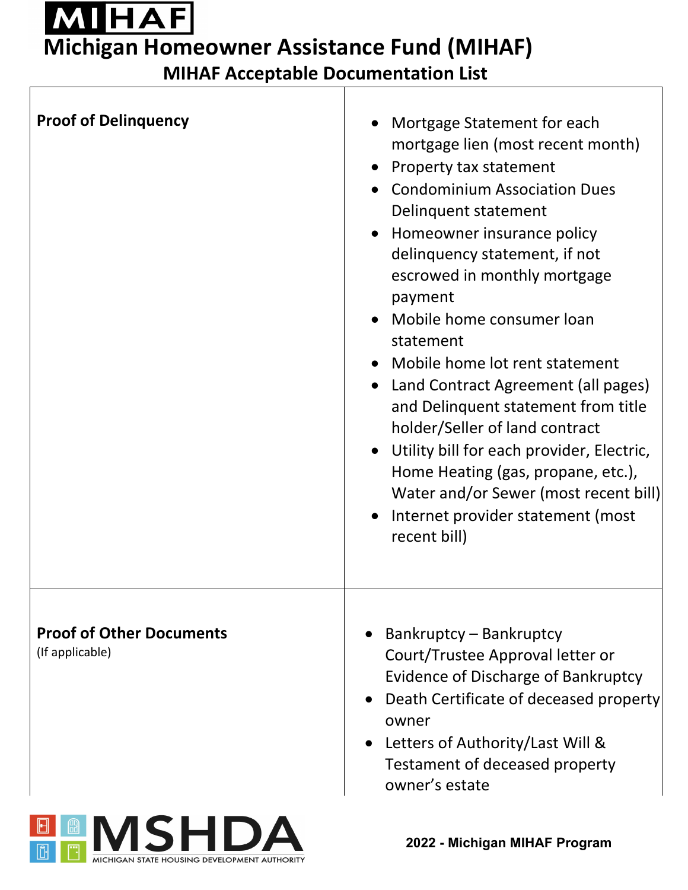# MIHAF

## Michigan Homeowner Assistance Fund (MIHAF)

### MIHAF Acceptable Documentation List

| | |
|---|---|
| **Proof of Delinquency** | • Mortgage Statement for each mortgage lien (most recent month)<br>• Property tax statement<br>• Condominium Association Dues Delinquent statement<br>• Homeowner insurance policy delinquency statement, if not escrowed in monthly mortgage payment<br>• Mobile home consumer loan statement<br>• Mobile home lot rent statement<br>• Land Contract Agreement (all pages) and Delinquent statement from title holder/Seller of land contract<br>• Utility bill for each provider, Electric, Home Heating (gas, propane, etc.), Water and/or Sewer (most recent bill)<br>• Internet provider statement (most recent bill) |
| **Proof of Other Documents** (If applicable) | • Bankruptcy – Bankruptcy Court/Trustee Approval letter or Evidence of Discharge of Bankruptcy<br>• Death Certificate of deceased property owner<br>• Letters of Authority/Last Will & Testament of deceased property owner's estate |

MSHDA
MICHIGAN STATE HOUSING DEVELOPMENT AUTHORITY

**2022 - Michigan MIHAF Program**